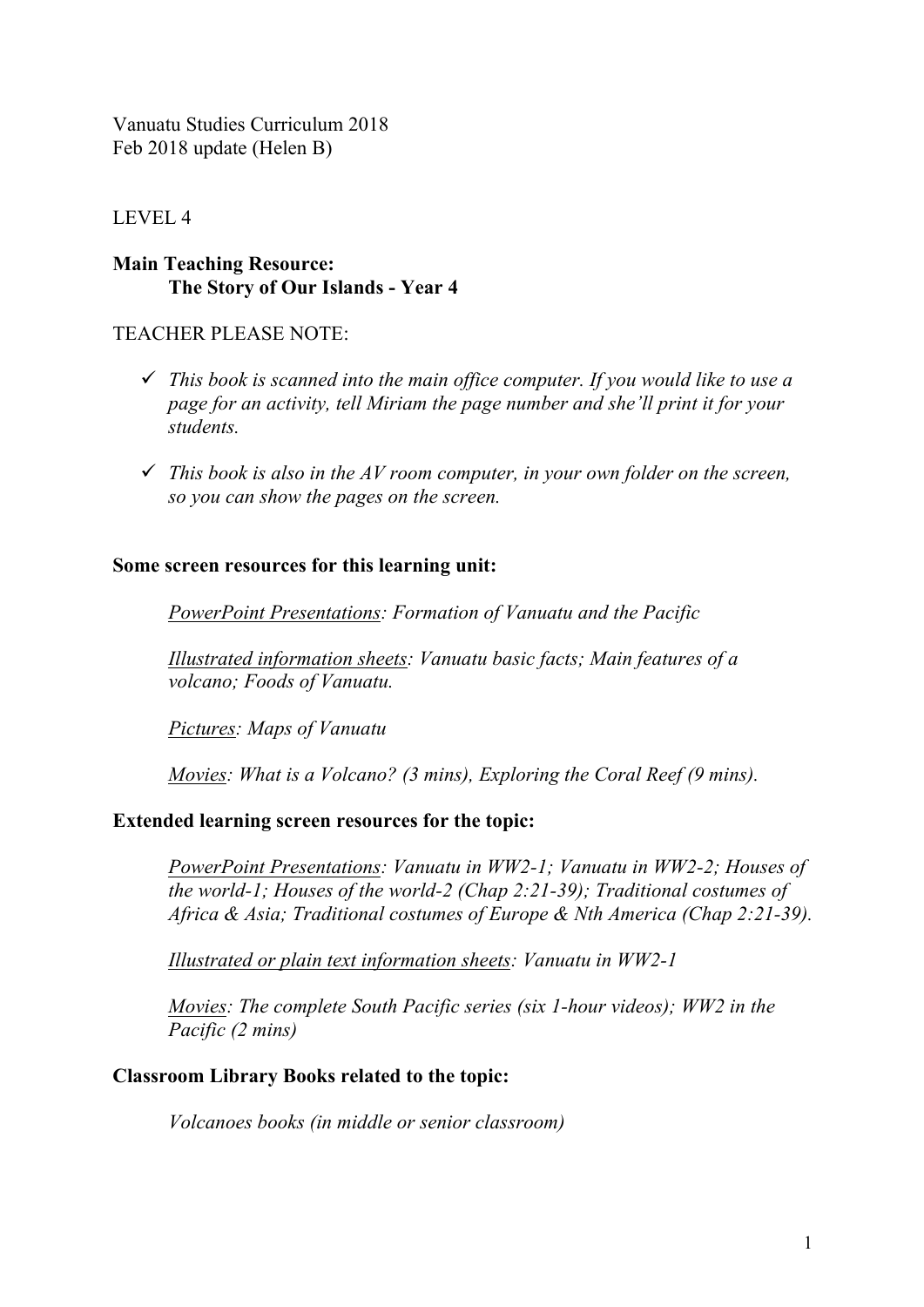Vanuatu Studies Curriculum 2018
Feb 2018 update (Helen B)

LEVEL 4

**Main Teaching Resource:**
**The Story of Our Islands - Year 4**

TEACHER PLEASE NOTE:

- ✓ *This book is scanned into the main office computer. If you would like to use a page for an activity, tell Miriam the page number and she'll print it for your students.*
- ✓ *This book is also in the AV room computer, in your own folder on the screen, so you can show the pages on the screen.*

**Some screen resources for this learning unit:**

*PowerPoint Presentations: Formation of Vanuatu and the Pacific*

*Illustrated information sheets: Vanuatu basic facts; Main features of a volcano; Foods of Vanuatu.*

*Pictures: Maps of Vanuatu*

*Movies: What is a Volcano? (3 mins), Exploring the Coral Reef (9 mins).*

**Extended learning screen resources for the topic:**

*PowerPoint Presentations: Vanuatu in WW2-1; Vanuatu in WW2-2; Houses of the world-1; Houses of the world-2 (Chap 2:21-39); Traditional costumes of Africa & Asia; Traditional costumes of Europe & Nth America (Chap 2:21-39).*

*Illustrated or plain text information sheets: Vanuatu in WW2-1*

*Movies: The complete South Pacific series (six 1-hour videos); WW2 in the Pacific (2 mins)*

**Classroom Library Books related to the topic:**

*Volcanoes books (in middle or senior classroom)*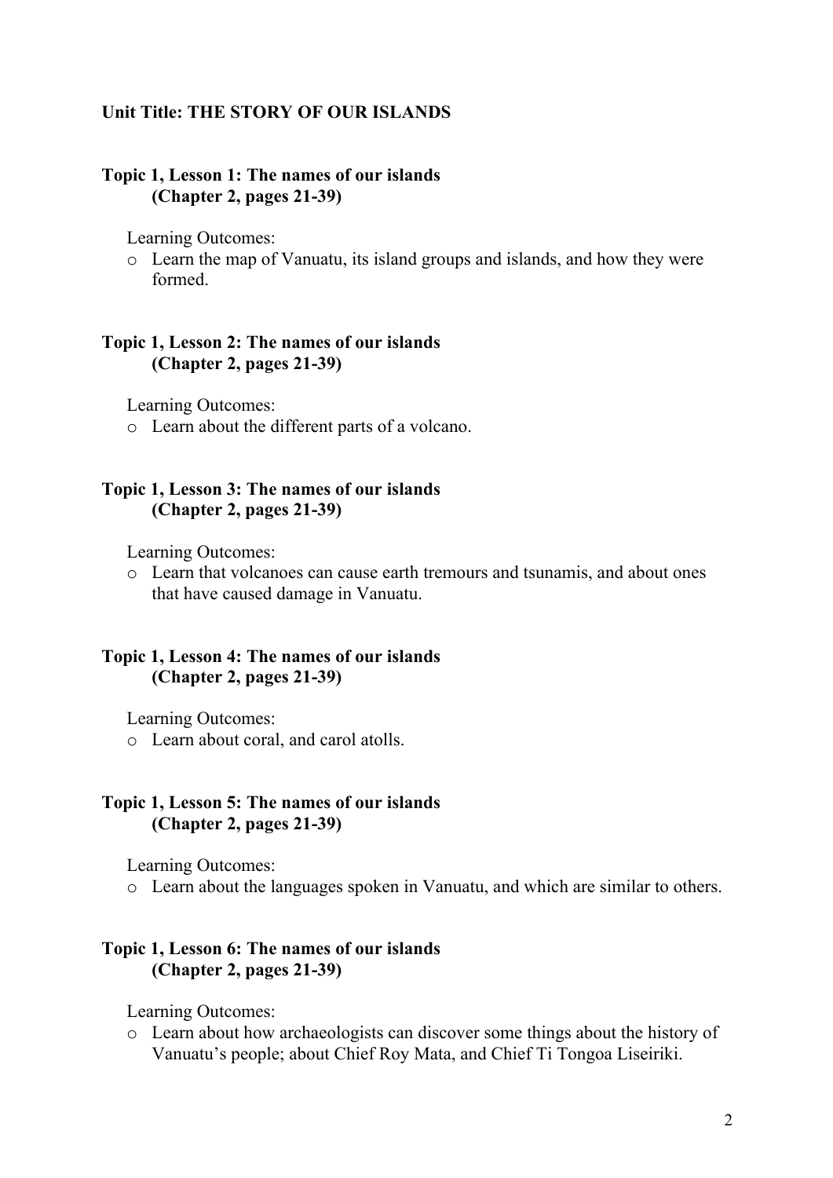**Unit Title: THE STORY OF OUR ISLANDS**

**Topic 1, Lesson 1: The names of our islands**
**(Chapter 2, pages 21-39)**

Learning Outcomes:

- Learn the map of Vanuatu, its island groups and islands, and how they were formed.

**Topic 1, Lesson 2: The names of our islands**
**(Chapter 2, pages 21-39)**

Learning Outcomes:

- Learn about the different parts of a volcano.

**Topic 1, Lesson 3: The names of our islands**
**(Chapter 2, pages 21-39)**

Learning Outcomes:

- Learn that volcanoes can cause earth tremours and tsunamis, and about ones that have caused damage in Vanuatu.

**Topic 1, Lesson 4: The names of our islands**
**(Chapter 2, pages 21-39)**

Learning Outcomes:

- Learn about coral, and carol atolls.

**Topic 1, Lesson 5: The names of our islands**
**(Chapter 2, pages 21-39)**

Learning Outcomes:

- Learn about the languages spoken in Vanuatu, and which are similar to others.

**Topic 1, Lesson 6: The names of our islands**
**(Chapter 2, pages 21-39)**

Learning Outcomes:

- Learn about how archaeologists can discover some things about the history of Vanuatu's people; about Chief Roy Mata, and Chief Ti Tongoa Liseiriki.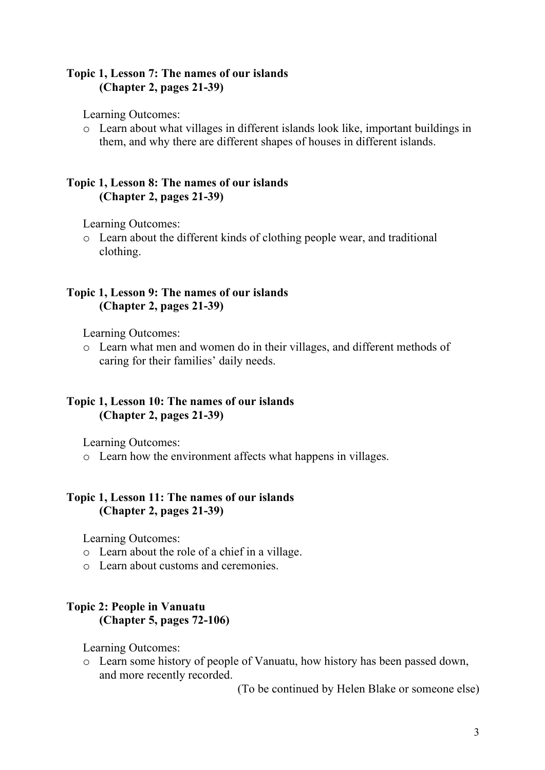**Topic 1, Lesson 7: The names of our islands**
**(Chapter 2, pages 21-39)**

Learning Outcomes:

- Learn about what villages in different islands look like, important buildings in them, and why there are different shapes of houses in different islands.

**Topic 1, Lesson 8: The names of our islands**
**(Chapter 2, pages 21-39)**

Learning Outcomes:

- Learn about the different kinds of clothing people wear, and traditional clothing.

**Topic 1, Lesson 9: The names of our islands**
**(Chapter 2, pages 21-39)**

Learning Outcomes:

- Learn what men and women do in their villages, and different methods of caring for their families' daily needs.

**Topic 1, Lesson 10: The names of our islands**
**(Chapter 2, pages 21-39)**

Learning Outcomes:

- Learn how the environment affects what happens in villages.

**Topic 1, Lesson 11: The names of our islands**
**(Chapter 2, pages 21-39)**

Learning Outcomes:

- Learn about the role of a chief in a village.
- Learn about customs and ceremonies.

**Topic 2: People in Vanuatu**
**(Chapter 5, pages 72-106)**

Learning Outcomes:

- Learn some history of people of Vanuatu, how history has been passed down, and more recently recorded.

(To be continued by Helen Blake or someone else)